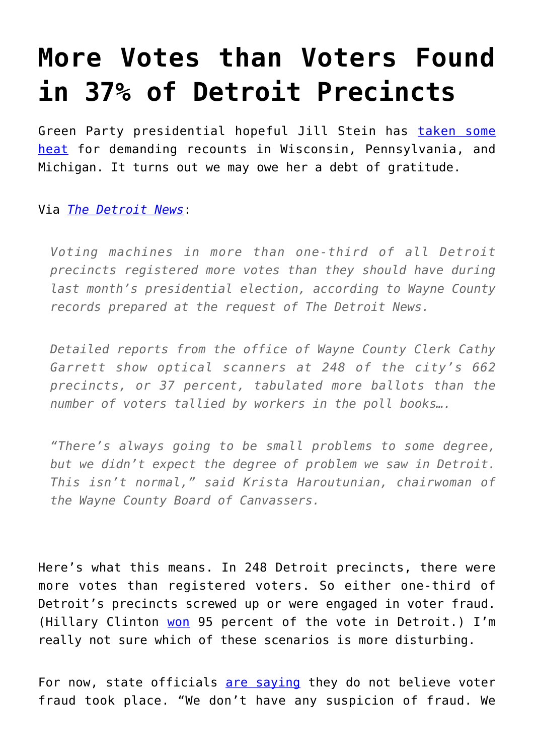# More Votes than Voters Found in 37% of Detroit Precincts

Green Party presidential hopeful Jill Stein has [taken some heat]() for demanding recounts in Wisconsin, Pennsylvania, and Michigan. It turns out we may owe her a debt of gratitude.

Via [*The Detroit News*]():

> *Voting machines in more than one-third of all Detroit precincts registered more votes than they should have during last month's presidential election, according to Wayne County records prepared at the request of The Detroit News.*
>
> *Detailed reports from the office of Wayne County Clerk Cathy Garrett show optical scanners at 248 of the city's 662 precincts, or 37 percent, tabulated more ballots than the number of voters tallied by workers in the poll books….*
>
> *"There's always going to be small problems to some degree, but we didn't expect the degree of problem we saw in Detroit. This isn't normal," said Krista Haroutunian, chairwoman of the Wayne County Board of Canvassers.*

Here's what this means. In 248 Detroit precincts, there were more votes than registered voters. So either one-third of Detroit's precincts screwed up or were engaged in voter fraud. (Hillary Clinton [won]() 95 percent of the vote in Detroit.) I'm really not sure which of these scenarios is more disturbing.

For now, state officials [are saying]() they do not believe voter fraud took place. "We don't have any suspicion of fraud. We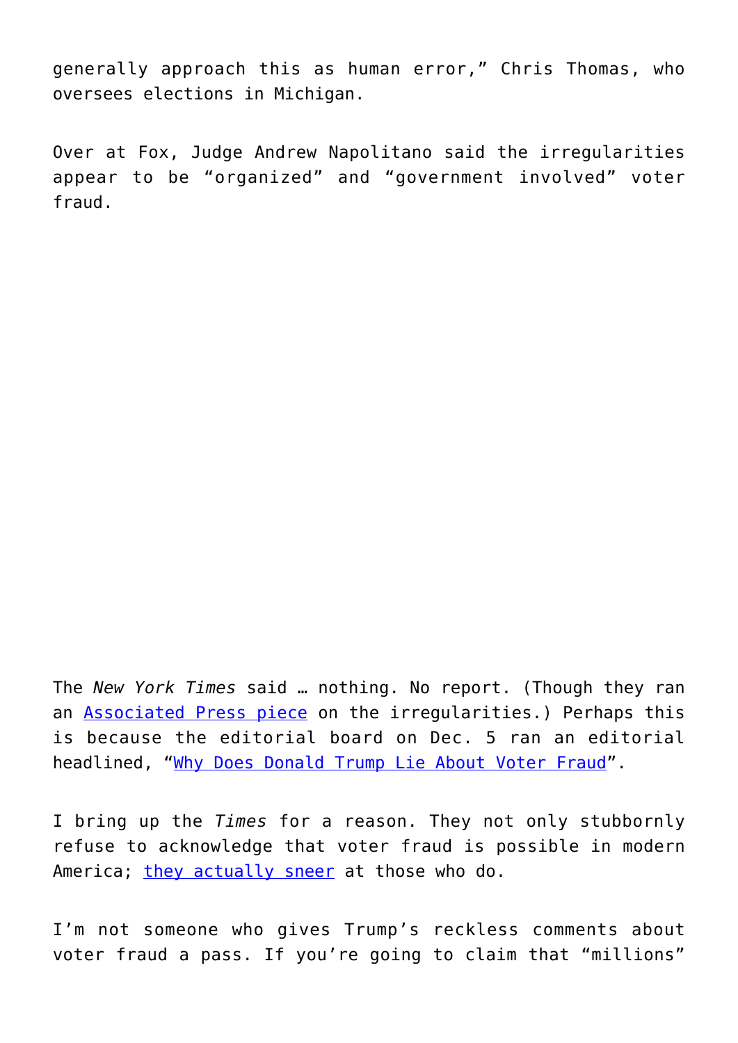generally approach this as human error," Chris Thomas, who oversees elections in Michigan.

Over at Fox, Judge Andrew Napolitano said the irregularities appear to be "organized" and "government involved" voter fraud.

The *New York Times* said … nothing. No report. (Though they ran an [Associated Press piece] on the irregularities.) Perhaps this is because the editorial board on Dec. 5 ran an editorial headlined, "[Why Does Donald Trump Lie About Voter Fraud]".

I bring up the *Times* for a reason. They not only stubbornly refuse to acknowledge that voter fraud is possible in modern America; [they actually sneer] at those who do.

I'm not someone who gives Trump's reckless comments about voter fraud a pass. If you're going to claim that "millions"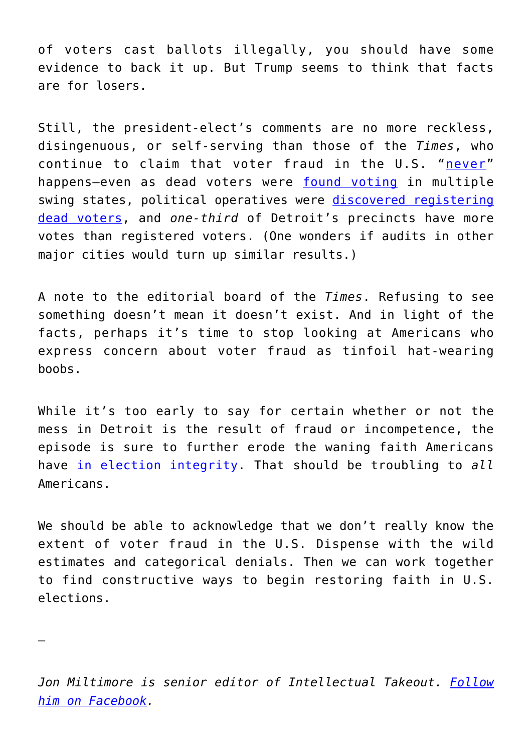of voters cast ballots illegally, you should have some evidence to back it up. But Trump seems to think that facts are for losers.

Still, the president-elect's comments are no more reckless, disingenuous, or self-serving than those of the *Times*, who continue to claim that voter fraud in the U.S. "never" happens—even as dead voters were found voting in multiple swing states, political operatives were discovered registering dead voters, and *one-third* of Detroit's precincts have more votes than registered voters. (One wonders if audits in other major cities would turn up similar results.)

A note to the editorial board of the *Times*. Refusing to see something doesn't mean it doesn't exist. And in light of the facts, perhaps it's time to stop looking at Americans who express concern about voter fraud as tinfoil hat-wearing boobs.

While it's too early to say for certain whether or not the mess in Detroit is the result of fraud or incompetence, the episode is sure to further erode the waning faith Americans have in election integrity. That should be troubling to *all* Americans.

We should be able to acknowledge that we don't really know the extent of voter fraud in the U.S. Dispense with the wild estimates and categorical denials. Then we can work together to find constructive ways to begin restoring faith in U.S. elections.

—

*Jon Miltimore is senior editor of Intellectual Takeout. Follow him on Facebook.*